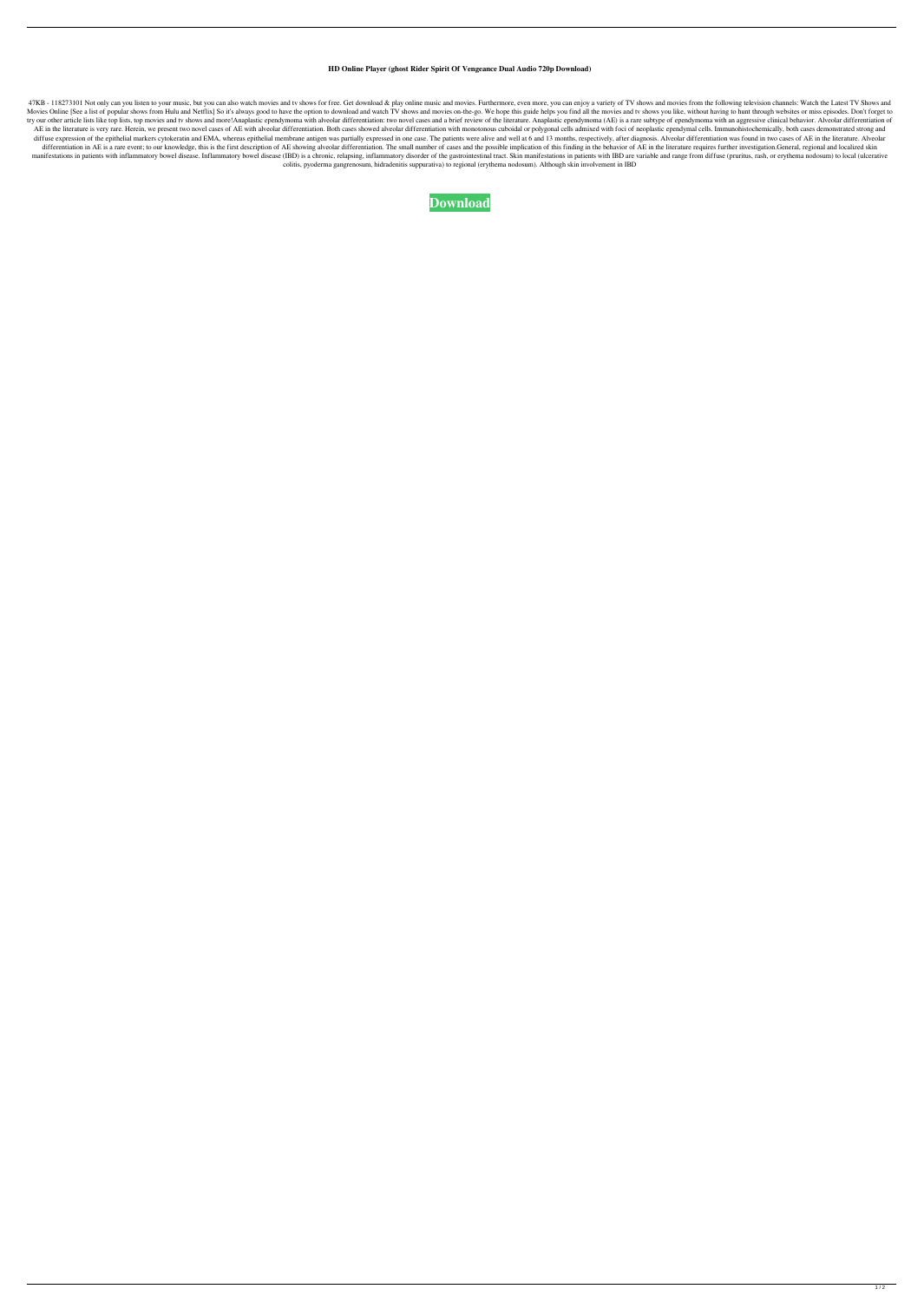# HD Online Player (ghost Rider Spirit Of Vengeance Dual Audio 720p Download)

47KB - 118273101 Not only can you listen to your music, but you can also watch movies and tv shows for free. Get download & play online music and movies. Furthermore, even more, you can enjoy a variety of TV shows and movies from the following television channels: Watch the Latest TV Shows and Movies Online [See a list of popular shows from Hulu and Netflix] So it's always good to have the option to download and watch TV shows and movies on-the-go. We hope this guide helps you find all the movies and tv shows you like, without having to hunt through websites or miss episodes. Don't forget to try our other article lists like top lists, top movies and tv shows and more!Anaplastic ependymoma with alveolar differentiation: two novel cases and a brief review of the literature. Anaplastic ependymoma (AE) is a rare subtype of ependymoma with an aggressive clinical behavior. Alveolar differentiation of AE in the literature is very rare. Herein, we present two novel cases of AE with alveolar differentiation. Both cases showed alveolar differentiation with monotonous cuboidal or polygonal cells admixed with foci of neoplastic ependymal cells. Immunohistochemically, both cases demonstrated strong and diffuse expression of the epithelial markers cytokeratin and EMA, whereas epithelial membrane antigen was partially expressed in one case. The patients were alive and well at 6 and 13 months, respectively, after diagnosis. Alveolar differentiation was found in two cases of AE in the literature. Alveolar differentiation in AE is a rare event; to our knowledge, this is the first description of AE showing alveolar differentiation. The small number of cases and the possible implication of this finding in the behavior of AE in the literature requires further investigation.General, regional and localized skin manifestations in patients with inflammatory bowel disease. Inflammatory bowel disease (IBD) is a chronic, relapsing, inflammatory disorder of the gastrointestinal tract. Skin manifestations in patients with IBD are variable and range from diffuse (pruritus, rash, or erythema nodosum) to local (ulcerative colitis, pyoderma gangrenosum, hidradenitis suppurativa) to regional (erythema nodosum). Although skin involvement in IBD

**Download**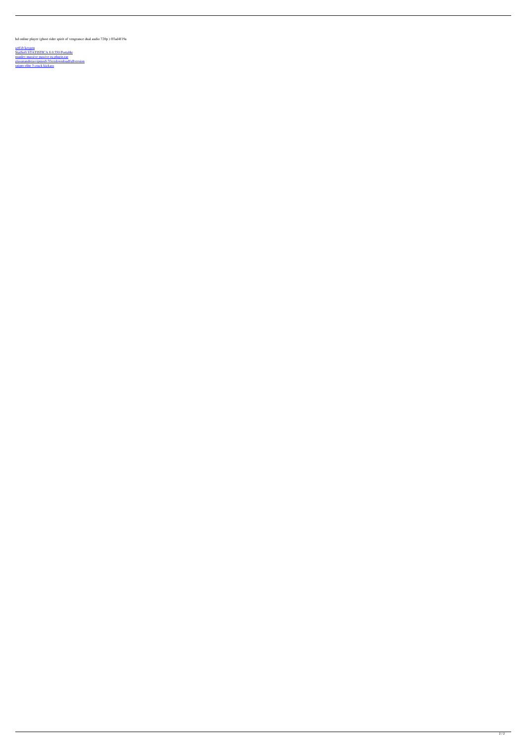hd online player (ghost rider spirit of vengeance dual audio 720p ) fffad4f19a

setfsb keygen
StatSoft STATISTICA 8.0.550 Portable
manley massive passive eq plugin.rar
gtasanandreasvipmodv3freedownloadfullversion
sniper elite 3 crack kickass